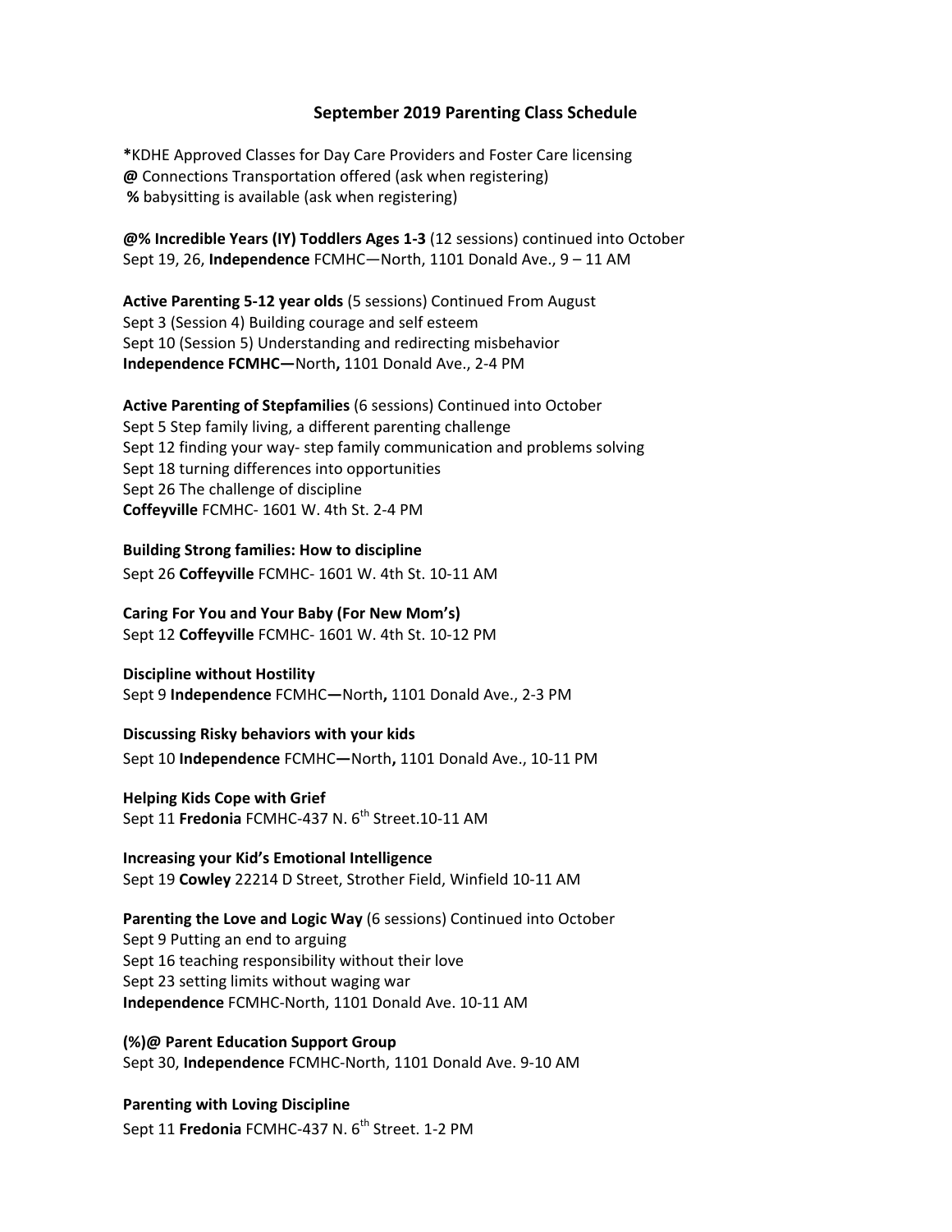# September 2019 Parenting Class Schedule

**\***KDHE Approved Classes for Day Care Providers and Foster Care licensing
**@** Connections Transportation offered (ask when registering)
**%** babysitting is available (ask when registering)

**@% Incredible Years (IY) Toddlers Ages 1-3** (12 sessions) continued into October
Sept 19, 26, **Independence** FCMHC—North, 1101 Donald Ave., 9 – 11 AM

**Active Parenting 5-12 year olds** (5 sessions) Continued From August
Sept 3 (Session 4) Building courage and self esteem
Sept 10 (Session 5) Understanding and redirecting misbehavior
**Independence FCMHC—**North**,** 1101 Donald Ave., 2-4 PM

**Active Parenting of Stepfamilies** (6 sessions) Continued into October
Sept 5 Step family living, a different parenting challenge
Sept 12 finding your way- step family communication and problems solving
Sept 18 turning differences into opportunities
Sept 26 The challenge of discipline
**Coffeyville** FCMHC- 1601 W. 4th St. 2-4 PM

**Building Strong families: How to discipline**
Sept 26 **Coffeyville** FCMHC- 1601 W. 4th St. 10-11 AM

**Caring For You and Your Baby (For New Mom's)**
Sept 12 **Coffeyville** FCMHC- 1601 W. 4th St. 10-12 PM

**Discipline without Hostility**
Sept 9 **Independence** FCMHC**—**North**,** 1101 Donald Ave., 2-3 PM

**Discussing Risky behaviors with your kids**
Sept 10 **Independence** FCMHC**—**North**,** 1101 Donald Ave., 10-11 PM

**Helping Kids Cope with Grief**
Sept 11 **Fredonia** FCMHC-437 N. 6th Street.10-11 AM

**Increasing your Kid's Emotional Intelligence**
Sept 19 **Cowley** 22214 D Street, Strother Field, Winfield 10-11 AM

**Parenting the Love and Logic Way** (6 sessions) Continued into October
Sept 9 Putting an end to arguing
Sept 16 teaching responsibility without their love
Sept 23 setting limits without waging war
**Independence** FCMHC-North, 1101 Donald Ave. 10-11 AM

**(%)@ Parent Education Support Group**
Sept 30, **Independence** FCMHC-North, 1101 Donald Ave. 9-10 AM

**Parenting with Loving Discipline**
Sept 11 **Fredonia** FCMHC-437 N. 6th Street. 1-2 PM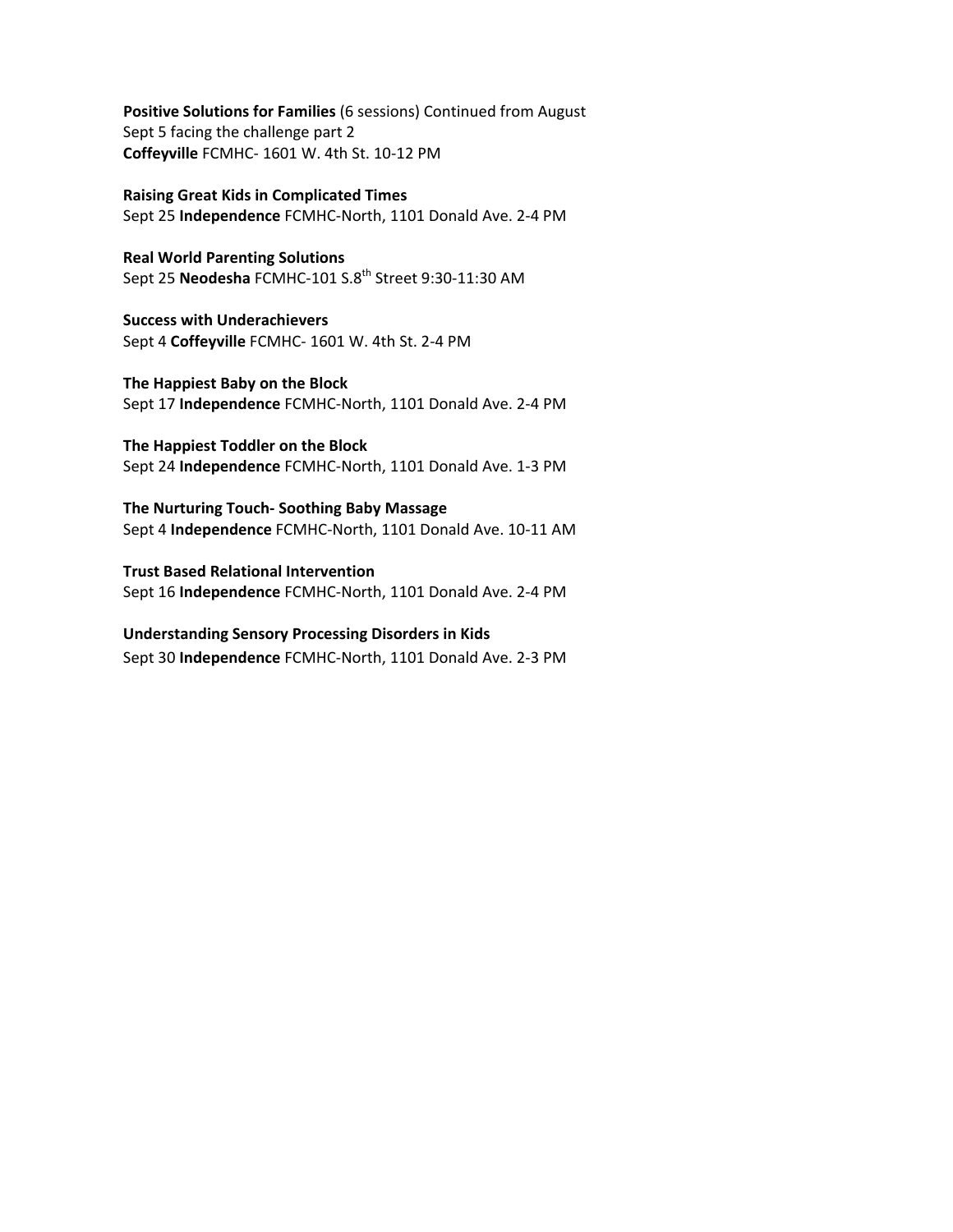**Positive Solutions for Families** (6 sessions) Continued from August
Sept 5 facing the challenge part 2
**Coffeyville** FCMHC- 1601 W. 4th St. 10-12 PM

**Raising Great Kids in Complicated Times**
Sept 25 **Independence** FCMHC-North, 1101 Donald Ave. 2-4 PM

**Real World Parenting Solutions**
Sept 25 **Neodesha** FCMHC-101 S.8th Street 9:30-11:30 AM

**Success with Underachievers**
Sept 4 **Coffeyville** FCMHC- 1601 W. 4th St. 2-4 PM

**The Happiest Baby on the Block**
Sept 17 **Independence** FCMHC-North, 1101 Donald Ave. 2-4 PM

**The Happiest Toddler on the Block**
Sept 24 **Independence** FCMHC-North, 1101 Donald Ave. 1-3 PM

**The Nurturing Touch- Soothing Baby Massage**
Sept 4 **Independence** FCMHC-North, 1101 Donald Ave. 10-11 AM

**Trust Based Relational Intervention**
Sept 16 **Independence** FCMHC-North, 1101 Donald Ave. 2-4 PM

**Understanding Sensory Processing Disorders in Kids**
Sept 30 **Independence** FCMHC-North, 1101 Donald Ave. 2-3 PM